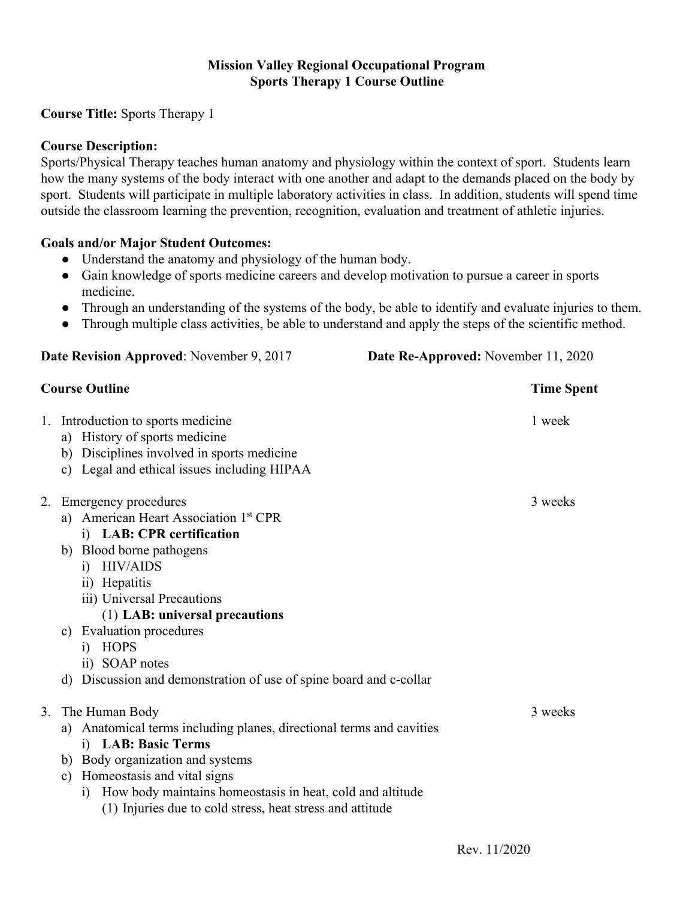# Mission Valley Regional Occupational Program
## Sports Therapy 1 Course Outline

**Course Title:** Sports Therapy 1

**Course Description:**
Sports/Physical Therapy teaches human anatomy and physiology within the context of sport. Students learn how the many systems of the body interact with one another and adapt to the demands placed on the body by sport. Students will participate in multiple laboratory activities in class. In addition, students will spend time outside the classroom learning the prevention, recognition, evaluation and treatment of athletic injuries.

**Goals and/or Major Student Outcomes:**

- Understand the anatomy and physiology of the human body.
- Gain knowledge of sports medicine careers and develop motivation to pursue a career in sports medicine.
- Through an understanding of the systems of the body, be able to identify and evaluate injuries to them.
- Through multiple class activities, be able to understand and apply the steps of the scientific method.

**Date Revision Approved**: November 9, 2017 **Date Re-Approved:** November 11, 2020

| **Course Outline** | **Time Spent** |
|---|---|
| 1. Introduction to sports medicine | 1 week |
| 2. Emergency procedures | 3 weeks |
| 3. The Human Body | 3 weeks |

1. Introduction to sports medicine — 1 week
   a) History of sports medicine
   b) Disciplines involved in sports medicine
   c) Legal and ethical issues including HIPAA

2. Emergency procedures — 3 weeks
   a) American Heart Association 1st CPR
      i) **LAB: CPR certification**
   b) Blood borne pathogens
      i) HIV/AIDS
      ii) Hepatitis
      iii) Universal Precautions
         (1) **LAB: universal precautions**
   c) Evaluation procedures
      i) HOPS
      ii) SOAP notes
   d) Discussion and demonstration of use of spine board and c-collar

3. The Human Body — 3 weeks
   a) Anatomical terms including planes, directional terms and cavities
      i) **LAB: Basic Terms**
   b) Body organization and systems
   c) Homeostasis and vital signs
      i) How body maintains homeostasis in heat, cold and altitude
         (1) Injuries due to cold stress, heat stress and attitude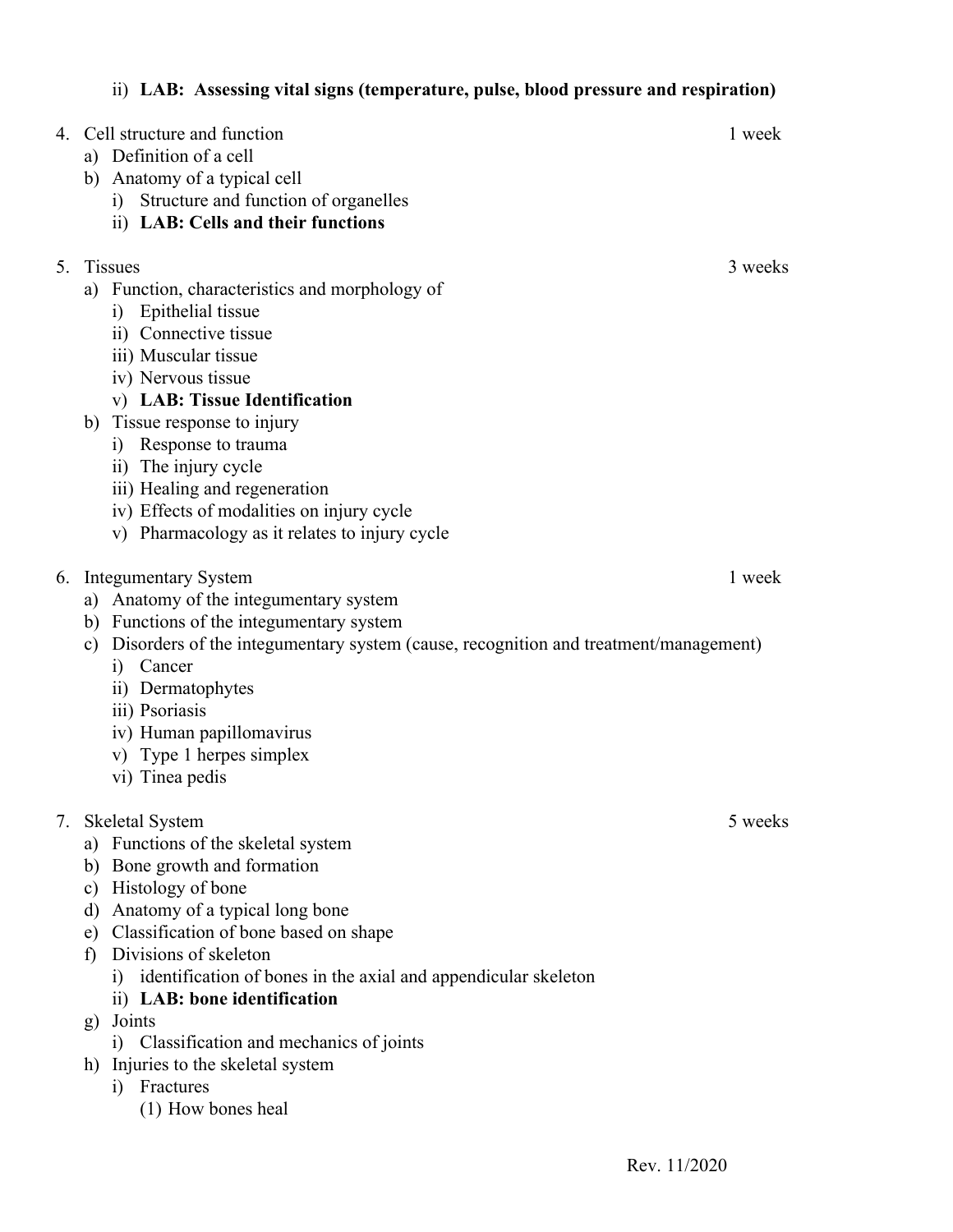- ii) **LAB: Assessing vital signs (temperature, pulse, blood pressure and respiration)**

4. Cell structure and function — 1 week
   - a) Definition of a cell
   - b) Anatomy of a typical cell
     - i) Structure and function of organelles
     - ii) **LAB: Cells and their functions**

5. Tissues — 3 weeks
   - a) Function, characteristics and morphology of
     - i) Epithelial tissue
     - ii) Connective tissue
     - iii) Muscular tissue
     - iv) Nervous tissue
     - v) **LAB: Tissue Identification**
   - b) Tissue response to injury
     - i) Response to trauma
     - ii) The injury cycle
     - iii) Healing and regeneration
     - iv) Effects of modalities on injury cycle
     - v) Pharmacology as it relates to injury cycle

6. Integumentary System — 1 week
   - a) Anatomy of the integumentary system
   - b) Functions of the integumentary system
   - c) Disorders of the integumentary system (cause, recognition and treatment/management)
     - i) Cancer
     - ii) Dermatophytes
     - iii) Psoriasis
     - iv) Human papillomavirus
     - v) Type 1 herpes simplex
     - vi) Tinea pedis

7. Skeletal System — 5 weeks
   - a) Functions of the skeletal system
   - b) Bone growth and formation
   - c) Histology of bone
   - d) Anatomy of a typical long bone
   - e) Classification of bone based on shape
   - f) Divisions of skeleton
     - i) identification of bones in the axial and appendicular skeleton
     - ii) **LAB: bone identification**
   - g) Joints
     - i) Classification and mechanics of joints
   - h) Injuries to the skeletal system
     - i) Fractures
       - (1) How bones heal

Rev. 11/2020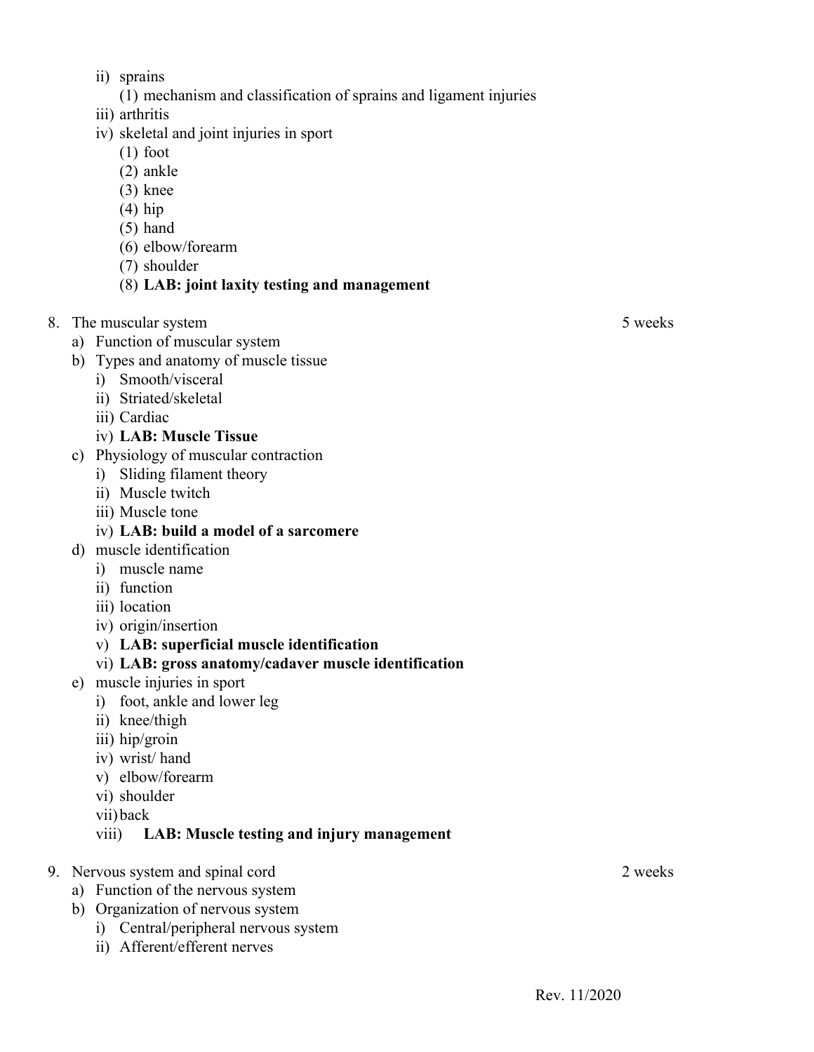- ii) sprains
  - (1) mechanism and classification of sprains and ligament injuries
- iii) arthritis
- iv) skeletal and joint injuries in sport
  - (1) foot
  - (2) ankle
  - (3) knee
  - (4) hip
  - (5) hand
  - (6) elbow/forearm
  - (7) shoulder
  - (8) **LAB: joint laxity testing and management**

8. The muscular system — 5 weeks
   - a) Function of muscular system
   - b) Types and anatomy of muscle tissue
     - i) Smooth/visceral
     - ii) Striated/skeletal
     - iii) Cardiac
     - iv) **LAB: Muscle Tissue**
   - c) Physiology of muscular contraction
     - i) Sliding filament theory
     - ii) Muscle twitch
     - iii) Muscle tone
     - iv) **LAB: build a model of a sarcomere**
   - d) muscle identification
     - i) muscle name
     - ii) function
     - iii) location
     - iv) origin/insertion
     - v) **LAB: superficial muscle identification**
     - vi) **LAB: gross anatomy/cadaver muscle identification**
   - e) muscle injuries in sport
     - i) foot, ankle and lower leg
     - ii) knee/thigh
     - iii) hip/groin
     - iv) wrist/ hand
     - v) elbow/forearm
     - vi) shoulder
     - vii) back
     - viii) **LAB: Muscle testing and injury management**

9. Nervous system and spinal cord — 2 weeks
   - a) Function of the nervous system
   - b) Organization of nervous system
     - i) Central/peripheral nervous system
     - ii) Afferent/efferent nerves

Rev. 11/2020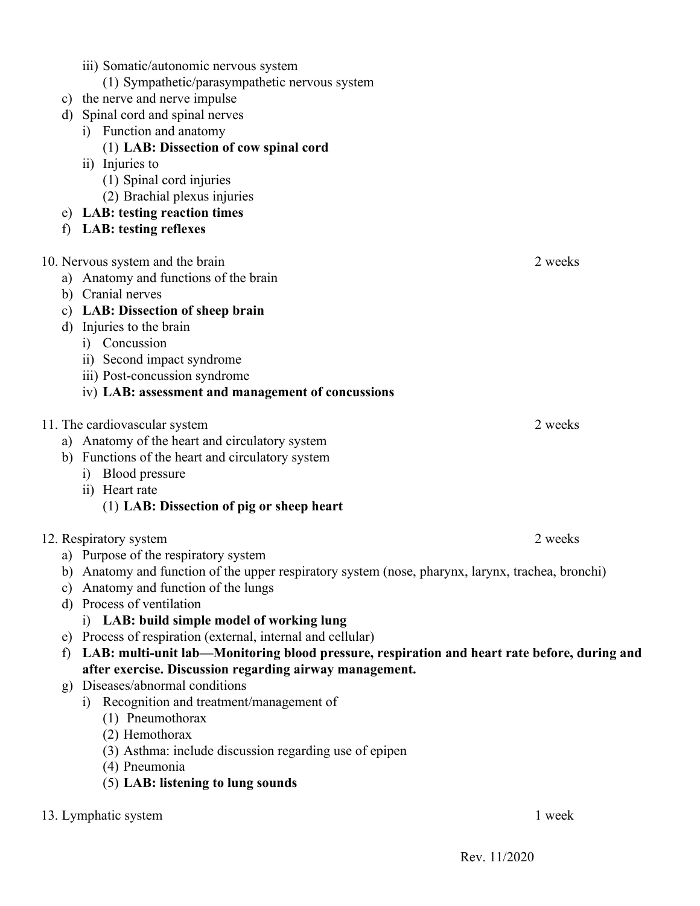iii) Somatic/autonomic nervous system
            (1) Sympathetic/parasympathetic nervous system
    c) the nerve and nerve impulse
    d) Spinal cord and spinal nerves
        i) Function and anatomy
            (1) **LAB: Dissection of cow spinal cord**
        ii) Injuries to
            (1) Spinal cord injuries
            (2) Brachial plexus injuries
    e) **LAB: testing reaction times**
    f) **LAB: testing reflexes**

10. Nervous system and the brain — 2 weeks
    a) Anatomy and functions of the brain
    b) Cranial nerves
    c) **LAB: Dissection of sheep brain**
    d) Injuries to the brain
        i) Concussion
        ii) Second impact syndrome
        iii) Post-concussion syndrome
        iv) **LAB: assessment and management of concussions**

11. The cardiovascular system — 2 weeks
    a) Anatomy of the heart and circulatory system
    b) Functions of the heart and circulatory system
        i) Blood pressure
        ii) Heart rate
            (1) **LAB: Dissection of pig or sheep heart**

12. Respiratory system — 2 weeks
    a) Purpose of the respiratory system
    b) Anatomy and function of the upper respiratory system (nose, pharynx, larynx, trachea, bronchi)
    c) Anatomy and function of the lungs
    d) Process of ventilation
        i) **LAB: build simple model of working lung**
    e) Process of respiration (external, internal and cellular)
    f) **LAB: multi-unit lab—Monitoring blood pressure, respiration and heart rate before, during and after exercise. Discussion regarding airway management.**
    g) Diseases/abnormal conditions
        i) Recognition and treatment/management of
            (1) Pneumothorax
            (2) Hemothorax
            (3) Asthma: include discussion regarding use of epipen
            (4) Pneumonia
            (5) **LAB: listening to lung sounds**

13. Lymphatic system — 1 week

Rev. 11/2020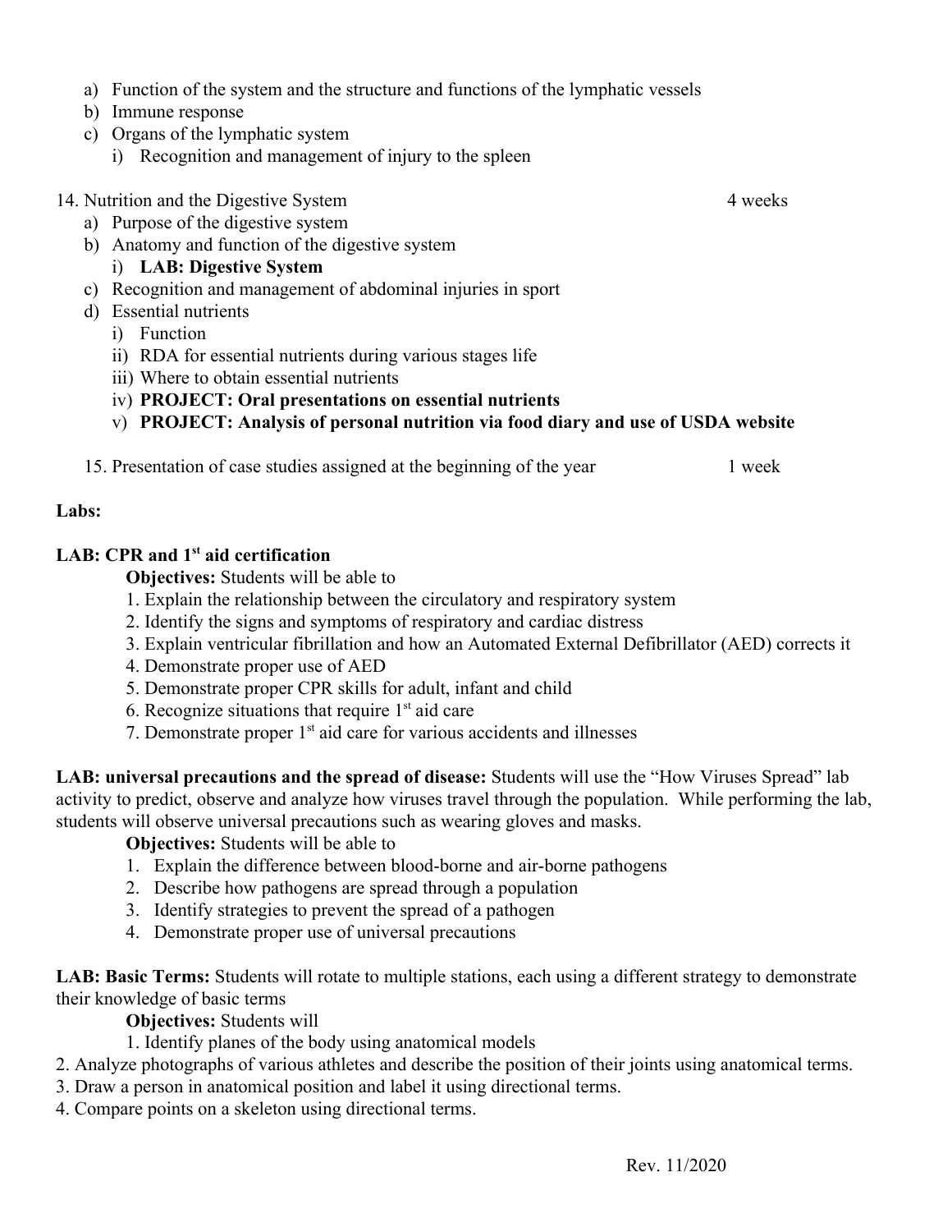a) Function of the system and the structure and functions of the lymphatic vessels
b) Immune response
c) Organs of the lymphatic system
    i) Recognition and management of injury to the spleen

14. Nutrition and the Digestive System — 4 weeks
    a) Purpose of the digestive system
    b) Anatomy and function of the digestive system
        i) **LAB: Digestive System**
    c) Recognition and management of abdominal injuries in sport
    d) Essential nutrients
        i) Function
        ii) RDA for essential nutrients during various stages life
        iii) Where to obtain essential nutrients
        iv) **PROJECT: Oral presentations on essential nutrients**
        v) **PROJECT: Analysis of personal nutrition via food diary and use of USDA website**

15. Presentation of case studies assigned at the beginning of the year — 1 week

**Labs:**

**LAB: CPR and 1st aid certification**

**Objectives:** Students will be able to

1. Explain the relationship between the circulatory and respiratory system
2. Identify the signs and symptoms of respiratory and cardiac distress
3. Explain ventricular fibrillation and how an Automated External Defibrillator (AED) corrects it
4. Demonstrate proper use of AED
5. Demonstrate proper CPR skills for adult, infant and child
6. Recognize situations that require 1st aid care
7. Demonstrate proper 1st aid care for various accidents and illnesses

**LAB: universal precautions and the spread of disease:** Students will use the "How Viruses Spread" lab activity to predict, observe and analyze how viruses travel through the population. While performing the lab, students will observe universal precautions such as wearing gloves and masks.

**Objectives:** Students will be able to

1. Explain the difference between blood-borne and air-borne pathogens
2. Describe how pathogens are spread through a population
3. Identify strategies to prevent the spread of a pathogen
4. Demonstrate proper use of universal precautions

**LAB: Basic Terms:** Students will rotate to multiple stations, each using a different strategy to demonstrate their knowledge of basic terms

**Objectives:** Students will

1. Identify planes of the body using anatomical models
2. Analyze photographs of various athletes and describe the position of their joints using anatomical terms.
3. Draw a person in anatomical position and label it using directional terms.
4. Compare points on a skeleton using directional terms.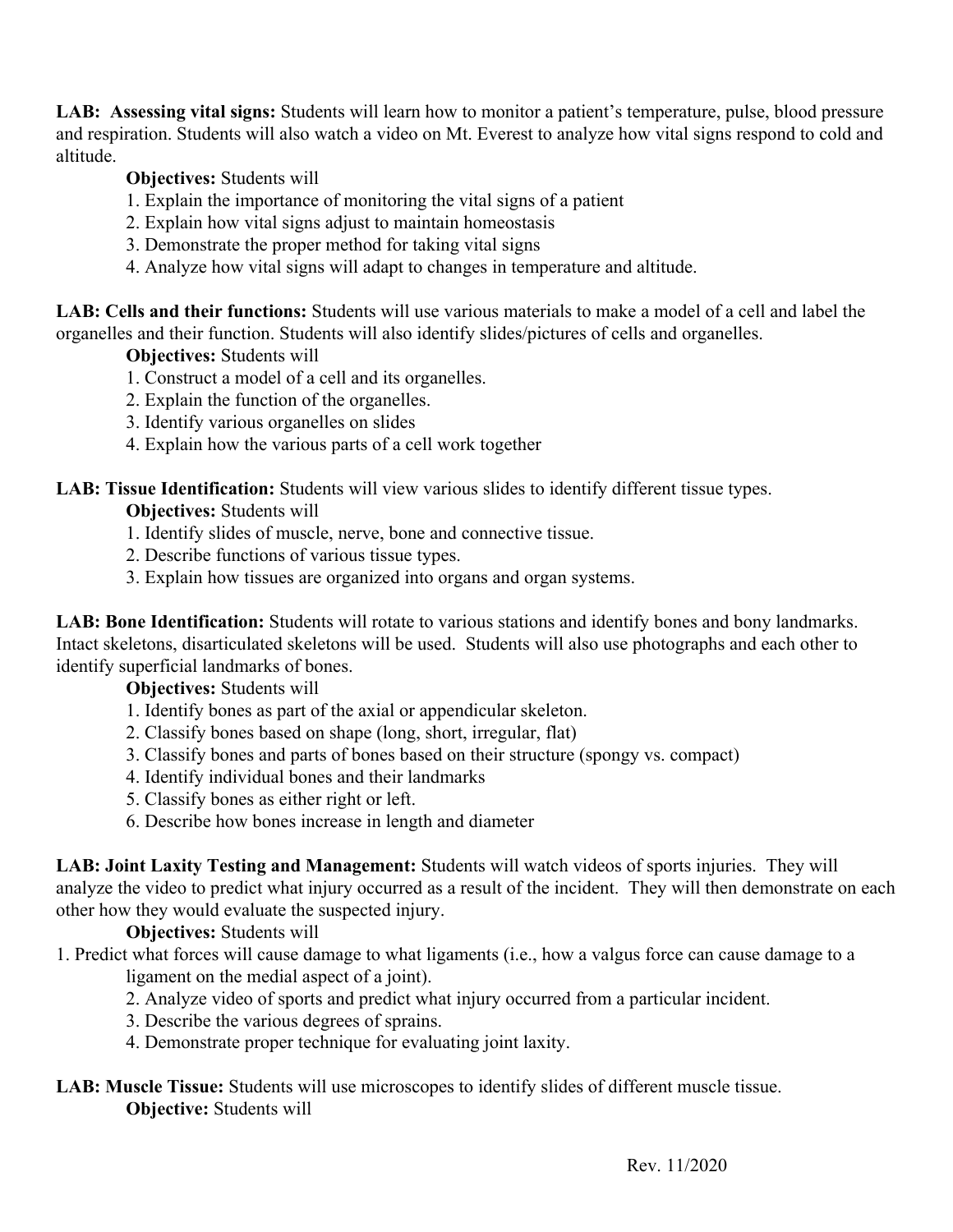**LAB: Assessing vital signs:** Students will learn how to monitor a patient's temperature, pulse, blood pressure and respiration. Students will also watch a video on Mt. Everest to analyze how vital signs respond to cold and altitude.

**Objectives:** Students will

1. Explain the importance of monitoring the vital signs of a patient
2. Explain how vital signs adjust to maintain homeostasis
3. Demonstrate the proper method for taking vital signs
4. Analyze how vital signs will adapt to changes in temperature and altitude.

**LAB: Cells and their functions:** Students will use various materials to make a model of a cell and label the organelles and their function. Students will also identify slides/pictures of cells and organelles.

**Objectives:** Students will

1. Construct a model of a cell and its organelles.
2. Explain the function of the organelles.
3. Identify various organelles on slides
4. Explain how the various parts of a cell work together

**LAB: Tissue Identification:** Students will view various slides to identify different tissue types.

**Objectives:** Students will

1. Identify slides of muscle, nerve, bone and connective tissue.
2. Describe functions of various tissue types.
3. Explain how tissues are organized into organs and organ systems.

**LAB: Bone Identification:** Students will rotate to various stations and identify bones and bony landmarks. Intact skeletons, disarticulated skeletons will be used. Students will also use photographs and each other to identify superficial landmarks of bones.

**Objectives:** Students will

1. Identify bones as part of the axial or appendicular skeleton.
2. Classify bones based on shape (long, short, irregular, flat)
3. Classify bones and parts of bones based on their structure (spongy vs. compact)
4. Identify individual bones and their landmarks
5. Classify bones as either right or left.
6. Describe how bones increase in length and diameter

**LAB: Joint Laxity Testing and Management:** Students will watch videos of sports injuries. They will analyze the video to predict what injury occurred as a result of the incident. They will then demonstrate on each other how they would evaluate the suspected injury.

**Objectives:** Students will

1. Predict what forces will cause damage to what ligaments (i.e., how a valgus force can cause damage to a ligament on the medial aspect of a joint).
2. Analyze video of sports and predict what injury occurred from a particular incident.
3. Describe the various degrees of sprains.
4. Demonstrate proper technique for evaluating joint laxity.

**LAB: Muscle Tissue:** Students will use microscopes to identify slides of different muscle tissue.

**Objective:** Students will

Rev. 11/2020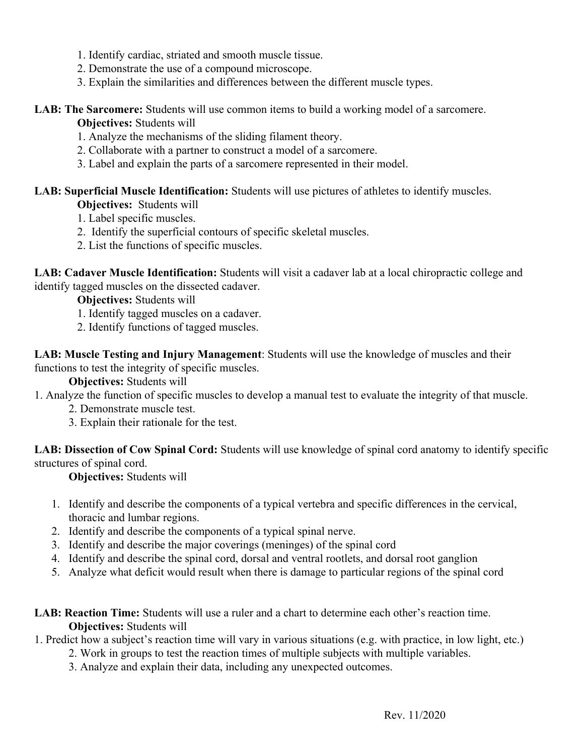1. Identify cardiac, striated and smooth muscle tissue.
2. Demonstrate the use of a compound microscope.
3. Explain the similarities and differences between the different muscle types.

**LAB: The Sarcomere:** Students will use common items to build a working model of a sarcomere.

**Objectives:** Students will

1. Analyze the mechanisms of the sliding filament theory.
2. Collaborate with a partner to construct a model of a sarcomere.
3. Label and explain the parts of a sarcomere represented in their model.

**LAB: Superficial Muscle Identification:** Students will use pictures of athletes to identify muscles.

**Objectives:** Students will

1. Label specific muscles.
2. Identify the superficial contours of specific skeletal muscles.
2. List the functions of specific muscles.

**LAB: Cadaver Muscle Identification:** Students will visit a cadaver lab at a local chiropractic college and identify tagged muscles on the dissected cadaver.

**Objectives:** Students will

1. Identify tagged muscles on a cadaver.
2. Identify functions of tagged muscles.

**LAB: Muscle Testing and Injury Management**: Students will use the knowledge of muscles and their functions to test the integrity of specific muscles.

**Objectives:** Students will

1. Analyze the function of specific muscles to develop a manual test to evaluate the integrity of that muscle.
2. Demonstrate muscle test.
3. Explain their rationale for the test.

**LAB: Dissection of Cow Spinal Cord:** Students will use knowledge of spinal cord anatomy to identify specific structures of spinal cord.

**Objectives:** Students will

1. Identify and describe the components of a typical vertebra and specific differences in the cervical, thoracic and lumbar regions.
2. Identify and describe the components of a typical spinal nerve.
3. Identify and describe the major coverings (meninges) of the spinal cord
4. Identify and describe the spinal cord, dorsal and ventral rootlets, and dorsal root ganglion
5. Analyze what deficit would result when there is damage to particular regions of the spinal cord

**LAB: Reaction Time:** Students will use a ruler and a chart to determine each other's reaction time.

**Objectives:** Students will

1. Predict how a subject's reaction time will vary in various situations (e.g. with practice, in low light, etc.)
2. Work in groups to test the reaction times of multiple subjects with multiple variables.
3. Analyze and explain their data, including any unexpected outcomes.

Rev. 11/2020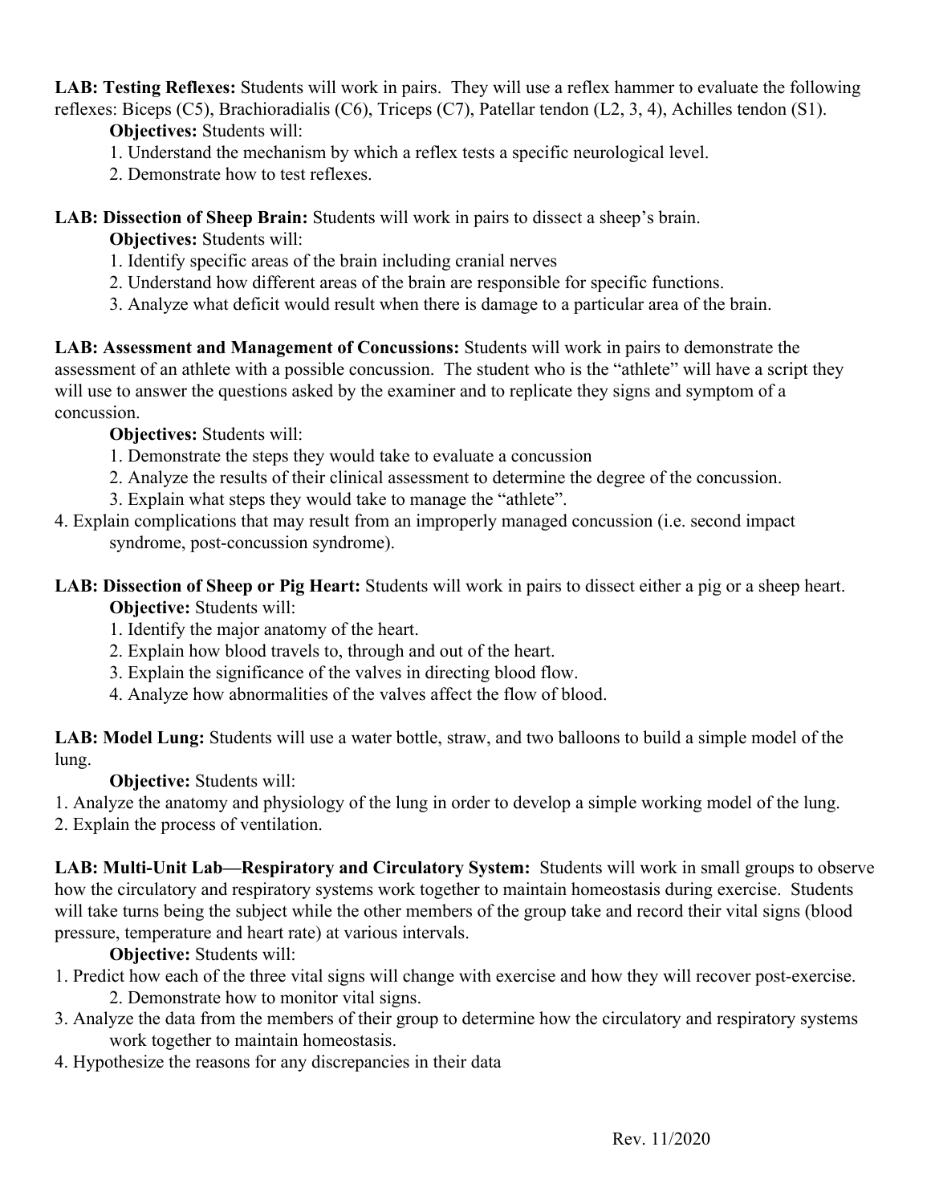**LAB: Testing Reflexes:** Students will work in pairs. They will use a reflex hammer to evaluate the following reflexes: Biceps (C5), Brachioradialis (C6), Triceps (C7), Patellar tendon (L2, 3, 4), Achilles tendon (S1).

**Objectives:** Students will:

1. Understand the mechanism by which a reflex tests a specific neurological level.
2. Demonstrate how to test reflexes.

**LAB: Dissection of Sheep Brain:** Students will work in pairs to dissect a sheep's brain.

**Objectives:** Students will:

1. Identify specific areas of the brain including cranial nerves
2. Understand how different areas of the brain are responsible for specific functions.
3. Analyze what deficit would result when there is damage to a particular area of the brain.

**LAB: Assessment and Management of Concussions:** Students will work in pairs to demonstrate the assessment of an athlete with a possible concussion. The student who is the "athlete" will have a script they will use to answer the questions asked by the examiner and to replicate they signs and symptom of a concussion.

**Objectives:** Students will:

1. Demonstrate the steps they would take to evaluate a concussion
2. Analyze the results of their clinical assessment to determine the degree of the concussion.
3. Explain what steps they would take to manage the "athlete".
4. Explain complications that may result from an improperly managed concussion (i.e. second impact syndrome, post-concussion syndrome).

**LAB: Dissection of Sheep or Pig Heart:** Students will work in pairs to dissect either a pig or a sheep heart.

**Objective:** Students will:

1. Identify the major anatomy of the heart.
2. Explain how blood travels to, through and out of the heart.
3. Explain the significance of the valves in directing blood flow.
4. Analyze how abnormalities of the valves affect the flow of blood.

**LAB: Model Lung:** Students will use a water bottle, straw, and two balloons to build a simple model of the lung.

**Objective:** Students will:

1. Analyze the anatomy and physiology of the lung in order to develop a simple working model of the lung.
2. Explain the process of ventilation.

**LAB: Multi-Unit Lab—Respiratory and Circulatory System:** Students will work in small groups to observe how the circulatory and respiratory systems work together to maintain homeostasis during exercise. Students will take turns being the subject while the other members of the group take and record their vital signs (blood pressure, temperature and heart rate) at various intervals.

**Objective:** Students will:

1. Predict how each of the three vital signs will change with exercise and how they will recover post-exercise.
2. Demonstrate how to monitor vital signs.
3. Analyze the data from the members of their group to determine how the circulatory and respiratory systems work together to maintain homeostasis.
4. Hypothesize the reasons for any discrepancies in their data

Rev. 11/2020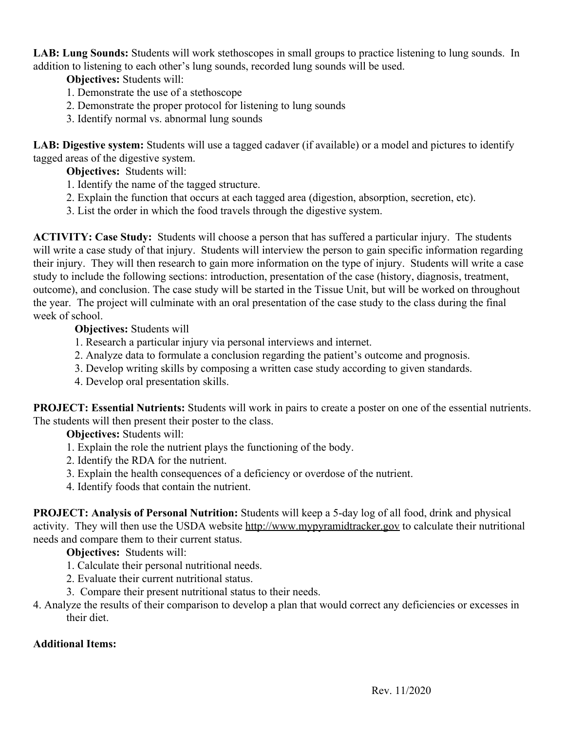**LAB: Lung Sounds:** Students will work stethoscopes in small groups to practice listening to lung sounds. In addition to listening to each other's lung sounds, recorded lung sounds will be used.

**Objectives:** Students will:

1. Demonstrate the use of a stethoscope
2. Demonstrate the proper protocol for listening to lung sounds
3. Identify normal vs. abnormal lung sounds

**LAB: Digestive system:** Students will use a tagged cadaver (if available) or a model and pictures to identify tagged areas of the digestive system.

**Objectives:** Students will:

1. Identify the name of the tagged structure.
2. Explain the function that occurs at each tagged area (digestion, absorption, secretion, etc).
3. List the order in which the food travels through the digestive system.

**ACTIVITY: Case Study:** Students will choose a person that has suffered a particular injury. The students will write a case study of that injury. Students will interview the person to gain specific information regarding their injury. They will then research to gain more information on the type of injury. Students will write a case study to include the following sections: introduction, presentation of the case (history, diagnosis, treatment, outcome), and conclusion. The case study will be started in the Tissue Unit, but will be worked on throughout the year. The project will culminate with an oral presentation of the case study to the class during the final week of school.

**Objectives:** Students will

1. Research a particular injury via personal interviews and internet.
2. Analyze data to formulate a conclusion regarding the patient's outcome and prognosis.
3. Develop writing skills by composing a written case study according to given standards.
4. Develop oral presentation skills.

**PROJECT: Essential Nutrients:** Students will work in pairs to create a poster on one of the essential nutrients. The students will then present their poster to the class.

**Objectives:** Students will:

1. Explain the role the nutrient plays the functioning of the body.
2. Identify the RDA for the nutrient.
3. Explain the health consequences of a deficiency or overdose of the nutrient.
4. Identify foods that contain the nutrient.

**PROJECT: Analysis of Personal Nutrition:** Students will keep a 5-day log of all food, drink and physical activity. They will then use the USDA website http://www.mypyramidtracker.gov to calculate their nutritional needs and compare them to their current status.

**Objectives:** Students will:

1. Calculate their personal nutritional needs.
2. Evaluate their current nutritional status.
3. Compare their present nutritional status to their needs.
4. Analyze the results of their comparison to develop a plan that would correct any deficiencies or excesses in their diet.

**Additional Items:**

Rev. 11/2020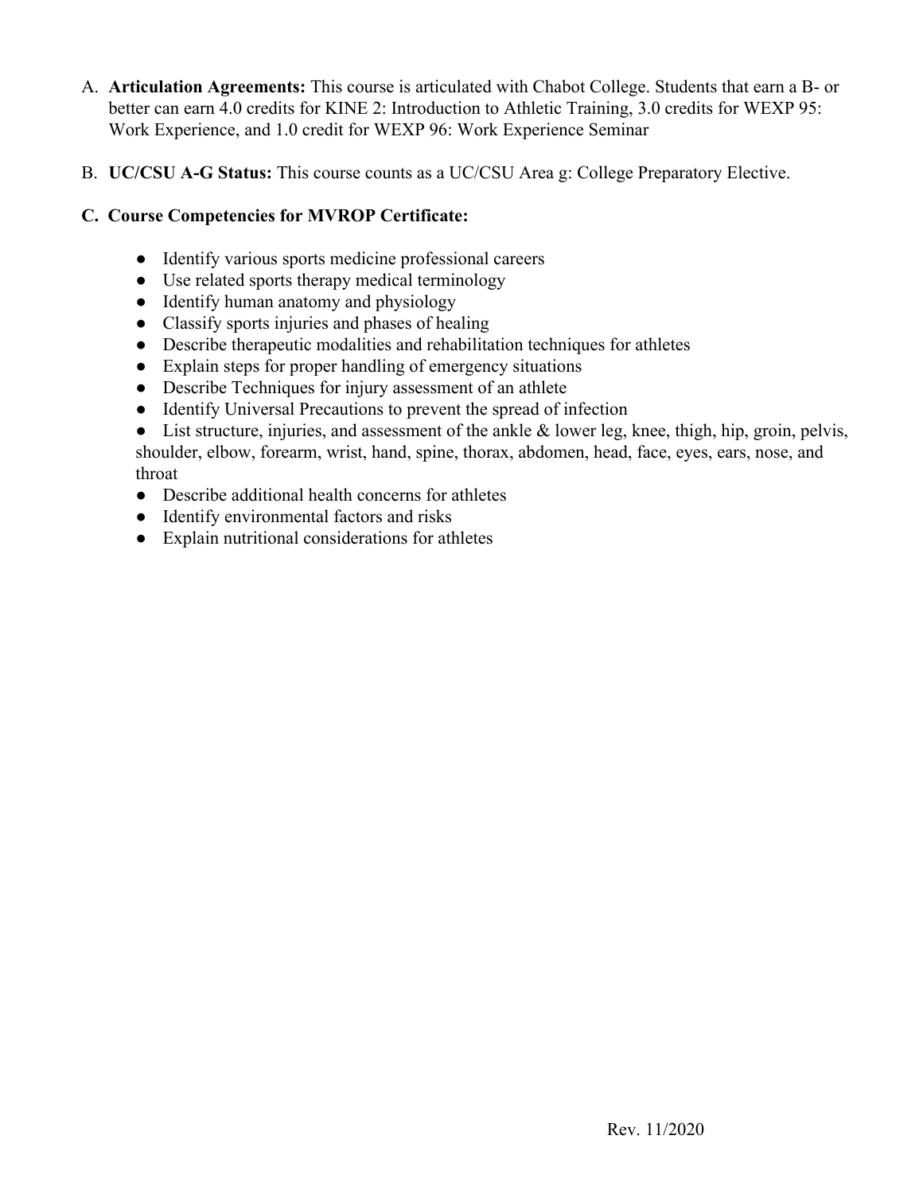A. **Articulation Agreements:** This course is articulated with Chabot College. Students that earn a B- or better can earn 4.0 credits for KINE 2: Introduction to Athletic Training, 3.0 credits for WEXP 95: Work Experience, and 1.0 credit for WEXP 96: Work Experience Seminar

B. **UC/CSU A-G Status:** This course counts as a UC/CSU Area g: College Preparatory Elective.

**C. Course Competencies for MVROP Certificate:**

- Identify various sports medicine professional careers
- Use related sports therapy medical terminology
- Identify human anatomy and physiology
- Classify sports injuries and phases of healing
- Describe therapeutic modalities and rehabilitation techniques for athletes
- Explain steps for proper handling of emergency situations
- Describe Techniques for injury assessment of an athlete
- Identify Universal Precautions to prevent the spread of infection
- List structure, injuries, and assessment of the ankle & lower leg, knee, thigh, hip, groin, pelvis, shoulder, elbow, forearm, wrist, hand, spine, thorax, abdomen, head, face, eyes, ears, nose, and throat
- Describe additional health concerns for athletes
- Identify environmental factors and risks
- Explain nutritional considerations for athletes

Rev. 11/2020